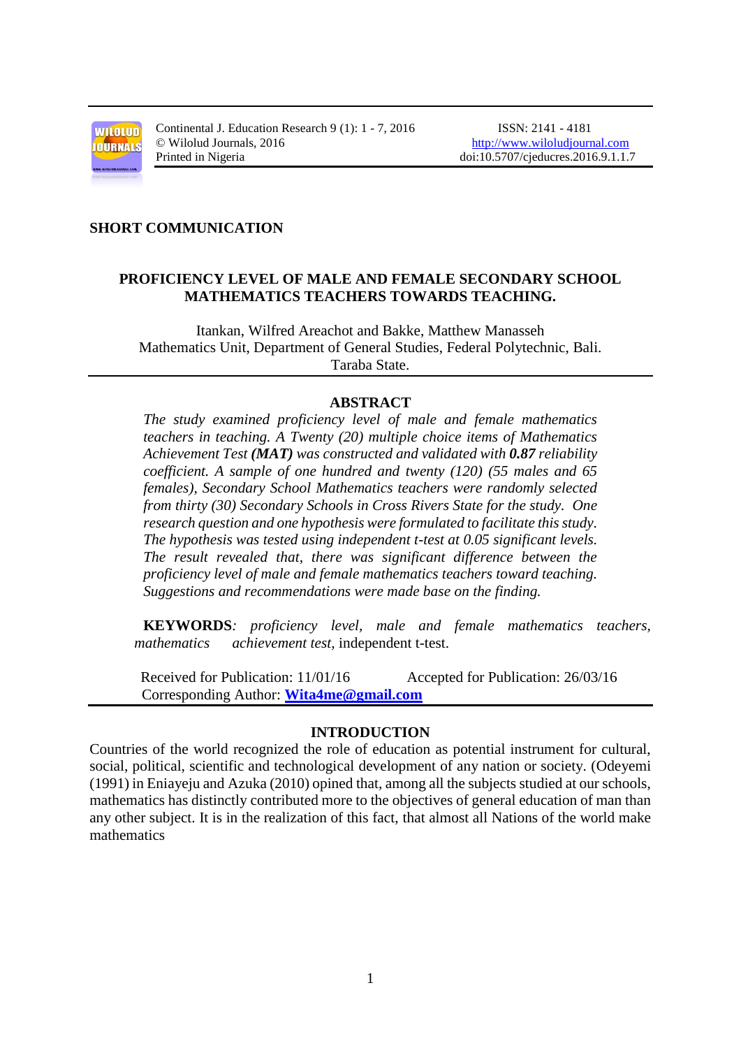SHORT COMMUNICATION

# PROFICIENCY LEVEL OF MALE AND FEMALE SECONDARY SCHOOL MATHEMATICS TEACHERS TOWARDS TEACHING.

Itankan, Wilfred Areachot and Bakke, Matthew Manasseh
Mathematics Unit, Department of General Studies, Federal Polytechnic, Bali.
Taraba State.

## ABSTRACT

*The study examined proficiency level of male and female mathematics teachers in teaching. A Twenty (20) multiple choice items of Mathematics Achievement Test **(MAT)** was constructed and validated with **0.87** reliability coefficient. A sample of one hundred and twenty (120) (55 males and 65 females), Secondary School Mathematics teachers were randomly selected from thirty (30) Secondary Schools in Cross Rivers State for the study. One research question and one hypothesis were formulated to facilitate this study. The hypothesis was tested using independent t-test at 0.05 significant levels. The result revealed that, there was significant difference between the proficiency level of male and female mathematics teachers toward teaching. Suggestions and recommendations were made base on the finding.*

**KEYWORDS**: *proficiency level, male and female mathematics teachers, mathematics achievement test,* independent t-test.

Received for Publication: 11/01/16 Accepted for Publication: 26/03/16
Corresponding Author: **Wita4me@gmail.com**

## INTRODUCTION

Countries of the world recognized the role of education as potential instrument for cultural, social, political, scientific and technological development of any nation or society. (Odeyemi (1991) in Eniayeju and Azuka (2010) opined that, among all the subjects studied at our schools, mathematics has distinctly contributed more to the objectives of general education of man than any other subject. It is in the realization of this fact, that almost all Nations of the world make mathematics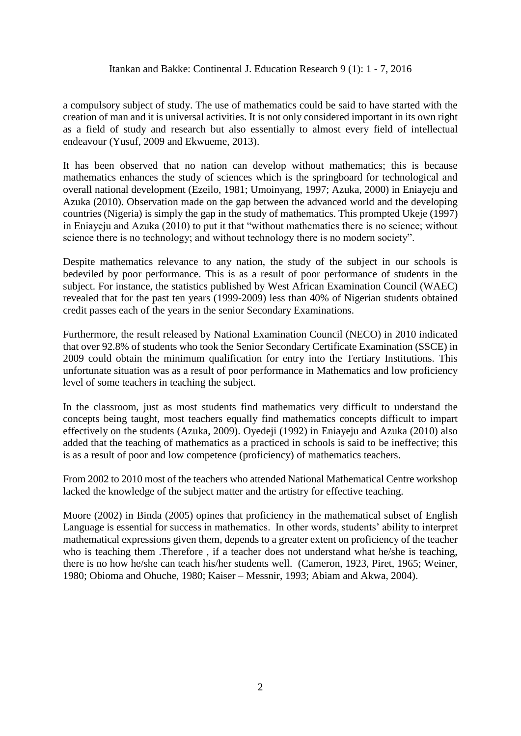a compulsory subject of study. The use of mathematics could be said to have started with the creation of man and it is universal activities. It is not only considered important in its own right as a field of study and research but also essentially to almost every field of intellectual endeavour (Yusuf, 2009 and Ekwueme, 2013).

It has been observed that no nation can develop without mathematics; this is because mathematics enhances the study of sciences which is the springboard for technological and overall national development (Ezeilo, 1981; Umoinyang, 1997; Azuka, 2000) in Eniayeju and Azuka (2010). Observation made on the gap between the advanced world and the developing countries (Nigeria) is simply the gap in the study of mathematics. This prompted Ukeje (1997) in Eniayeju and Azuka (2010) to put it that "without mathematics there is no science; without science there is no technology; and without technology there is no modern society".

Despite mathematics relevance to any nation, the study of the subject in our schools is bedeviled by poor performance. This is as a result of poor performance of students in the subject. For instance, the statistics published by West African Examination Council (WAEC) revealed that for the past ten years (1999-2009) less than 40% of Nigerian students obtained credit passes each of the years in the senior Secondary Examinations.

Furthermore, the result released by National Examination Council (NECO) in 2010 indicated that over 92.8% of students who took the Senior Secondary Certificate Examination (SSCE) in 2009 could obtain the minimum qualification for entry into the Tertiary Institutions. This unfortunate situation was as a result of poor performance in Mathematics and low proficiency level of some teachers in teaching the subject.

In the classroom, just as most students find mathematics very difficult to understand the concepts being taught, most teachers equally find mathematics concepts difficult to impart effectively on the students (Azuka, 2009). Oyedeji (1992) in Eniayeju and Azuka (2010) also added that the teaching of mathematics as a practiced in schools is said to be ineffective; this is as a result of poor and low competence (proficiency) of mathematics teachers.

From 2002 to 2010 most of the teachers who attended National Mathematical Centre workshop lacked the knowledge of the subject matter and the artistry for effective teaching.

Moore (2002) in Binda (2005) opines that proficiency in the mathematical subset of English Language is essential for success in mathematics. In other words, students' ability to interpret mathematical expressions given them, depends to a greater extent on proficiency of the teacher who is teaching them .Therefore , if a teacher does not understand what he/she is teaching, there is no how he/she can teach his/her students well. (Cameron, 1923, Piret, 1965; Weiner, 1980; Obioma and Ohuche, 1980; Kaiser – Messnir, 1993; Abiam and Akwa, 2004).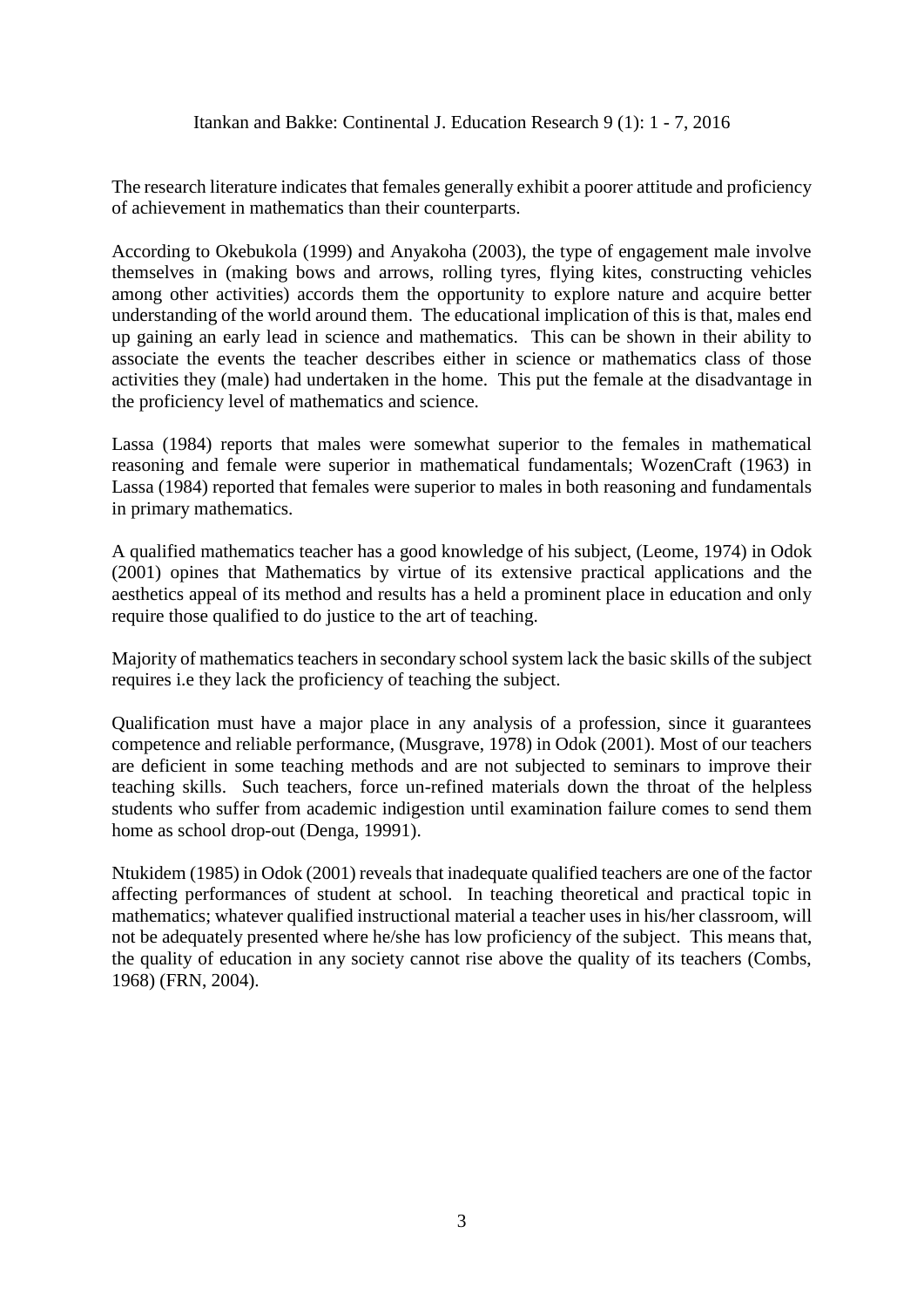The research literature indicates that females generally exhibit a poorer attitude and proficiency of achievement in mathematics than their counterparts.

According to Okebukola (1999) and Anyakoha (2003), the type of engagement male involve themselves in (making bows and arrows, rolling tyres, flying kites, constructing vehicles among other activities) accords them the opportunity to explore nature and acquire better understanding of the world around them. The educational implication of this is that, males end up gaining an early lead in science and mathematics. This can be shown in their ability to associate the events the teacher describes either in science or mathematics class of those activities they (male) had undertaken in the home. This put the female at the disadvantage in the proficiency level of mathematics and science.

Lassa (1984) reports that males were somewhat superior to the females in mathematical reasoning and female were superior in mathematical fundamentals; WozenCraft (1963) in Lassa (1984) reported that females were superior to males in both reasoning and fundamentals in primary mathematics.

A qualified mathematics teacher has a good knowledge of his subject, (Leome, 1974) in Odok (2001) opines that Mathematics by virtue of its extensive practical applications and the aesthetics appeal of its method and results has a held a prominent place in education and only require those qualified to do justice to the art of teaching.

Majority of mathematics teachers in secondary school system lack the basic skills of the subject requires i.e they lack the proficiency of teaching the subject.

Qualification must have a major place in any analysis of a profession, since it guarantees competence and reliable performance, (Musgrave, 1978) in Odok (2001). Most of our teachers are deficient in some teaching methods and are not subjected to seminars to improve their teaching skills. Such teachers, force un-refined materials down the throat of the helpless students who suffer from academic indigestion until examination failure comes to send them home as school drop-out (Denga, 19991).

Ntukidem (1985) in Odok (2001) reveals that inadequate qualified teachers are one of the factor affecting performances of student at school. In teaching theoretical and practical topic in mathematics; whatever qualified instructional material a teacher uses in his/her classroom, will not be adequately presented where he/she has low proficiency of the subject. This means that, the quality of education in any society cannot rise above the quality of its teachers (Combs, 1968) (FRN, 2004).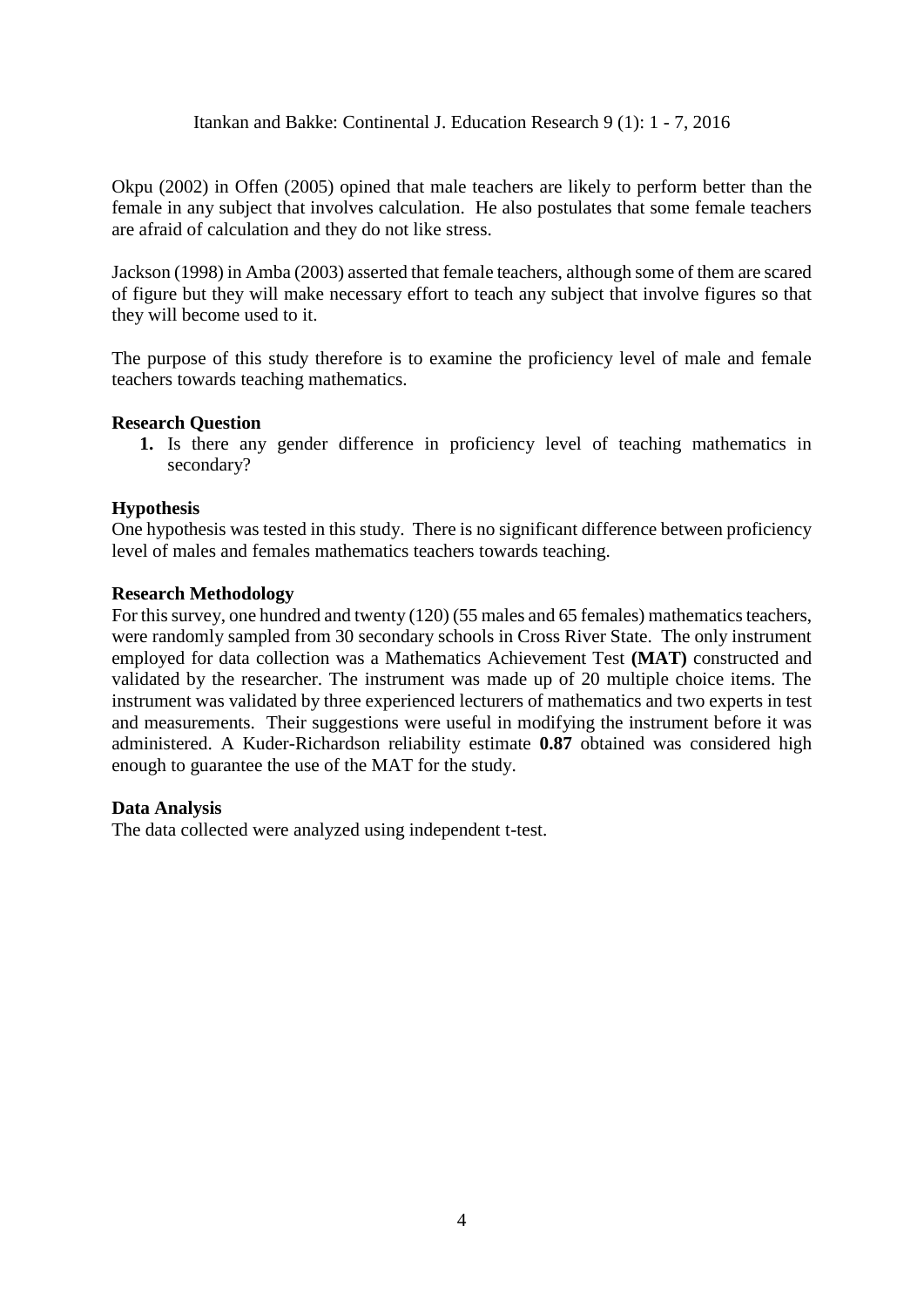Okpu (2002) in Offen (2005) opined that male teachers are likely to perform better than the female in any subject that involves calculation. He also postulates that some female teachers are afraid of calculation and they do not like stress.

Jackson (1998) in Amba (2003) asserted that female teachers, although some of them are scared of figure but they will make necessary effort to teach any subject that involve figures so that they will become used to it.

The purpose of this study therefore is to examine the proficiency level of male and female teachers towards teaching mathematics.

**Research Question**

1. Is there any gender difference in proficiency level of teaching mathematics in secondary?

**Hypothesis**

One hypothesis was tested in this study. There is no significant difference between proficiency level of males and females mathematics teachers towards teaching.

**Research Methodology**

For this survey, one hundred and twenty (120) (55 males and 65 females) mathematics teachers, were randomly sampled from 30 secondary schools in Cross River State. The only instrument employed for data collection was a Mathematics Achievement Test **(MAT)** constructed and validated by the researcher. The instrument was made up of 20 multiple choice items. The instrument was validated by three experienced lecturers of mathematics and two experts in test and measurements. Their suggestions were useful in modifying the instrument before it was administered. A Kuder-Richardson reliability estimate **0.87** obtained was considered high enough to guarantee the use of the MAT for the study.

**Data Analysis**

The data collected were analyzed using independent t-test.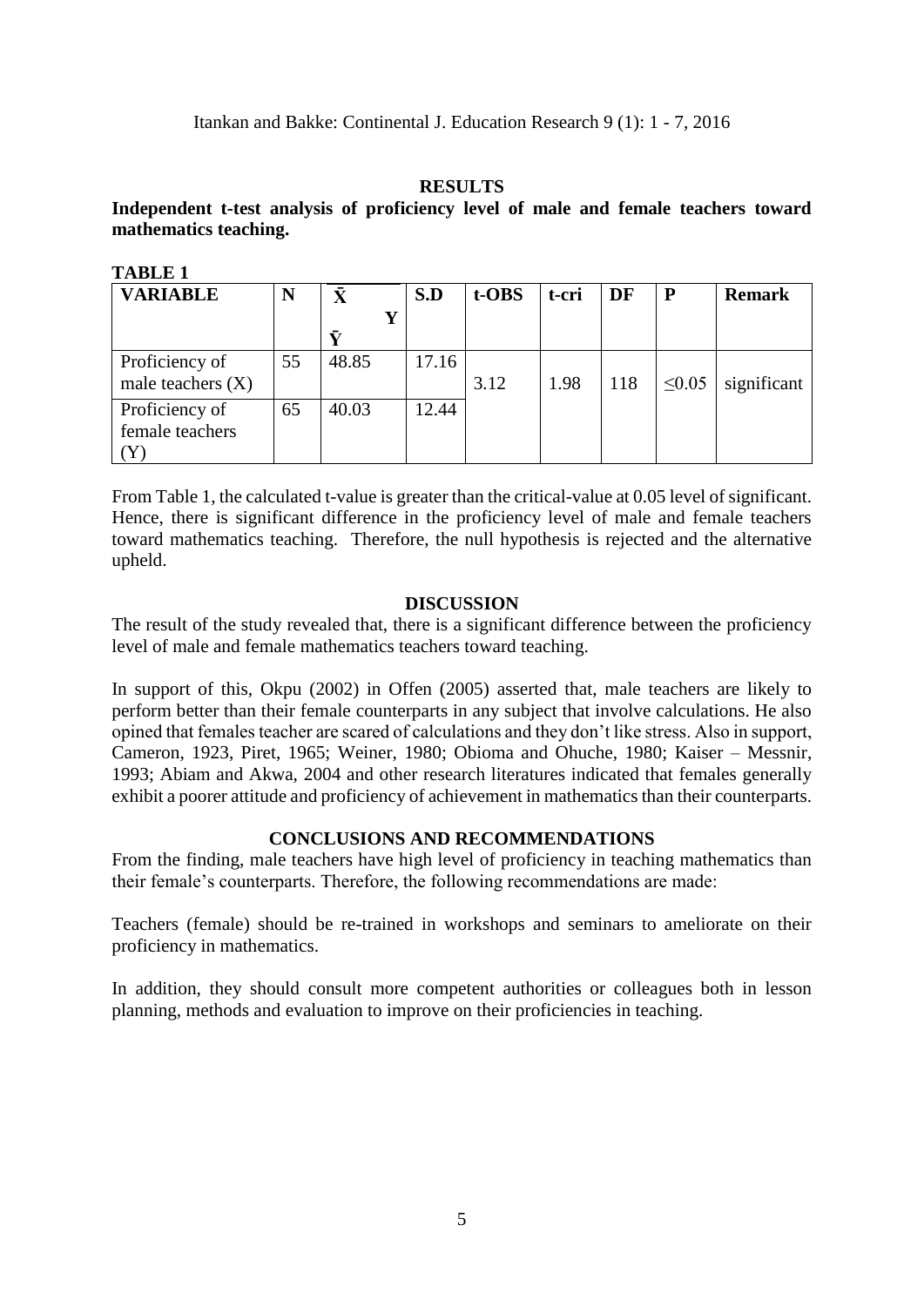## RESULTS

**Independent t-test analysis of proficiency level of male and female teachers toward mathematics teaching.**

**TABLE 1**

| VARIABLE | N | $\bar{X}$ $\bar{Y}$ | S.D | t-OBS | t-cri | DF | P | Remark |
|---|---|---|---|---|---|---|---|---|
| Proficiency of male teachers (X) | 55 | 48.85 | 17.16 | 3.12 | 1.98 | 118 | ≤0.05 | significant |
| Proficiency of female teachers (Y) | 65 | 40.03 | 12.44 | | | | | |

From Table 1, the calculated t-value is greater than the critical-value at 0.05 level of significant. Hence, there is significant difference in the proficiency level of male and female teachers toward mathematics teaching. Therefore, the null hypothesis is rejected and the alternative upheld.

## DISCUSSION

The result of the study revealed that, there is a significant difference between the proficiency level of male and female mathematics teachers toward teaching.

In support of this, Okpu (2002) in Offen (2005) asserted that, male teachers are likely to perform better than their female counterparts in any subject that involve calculations. He also opined that females teacher are scared of calculations and they don't like stress. Also in support, Cameron, 1923, Piret, 1965; Weiner, 1980; Obioma and Ohuche, 1980; Kaiser – Messnir, 1993; Abiam and Akwa, 2004 and other research literatures indicated that females generally exhibit a poorer attitude and proficiency of achievement in mathematics than their counterparts.

## CONCLUSIONS AND RECOMMENDATIONS

From the finding, male teachers have high level of proficiency in teaching mathematics than their female's counterparts. Therefore, the following recommendations are made:

Teachers (female) should be re-trained in workshops and seminars to ameliorate on their proficiency in mathematics.

In addition, they should consult more competent authorities or colleagues both in lesson planning, methods and evaluation to improve on their proficiencies in teaching.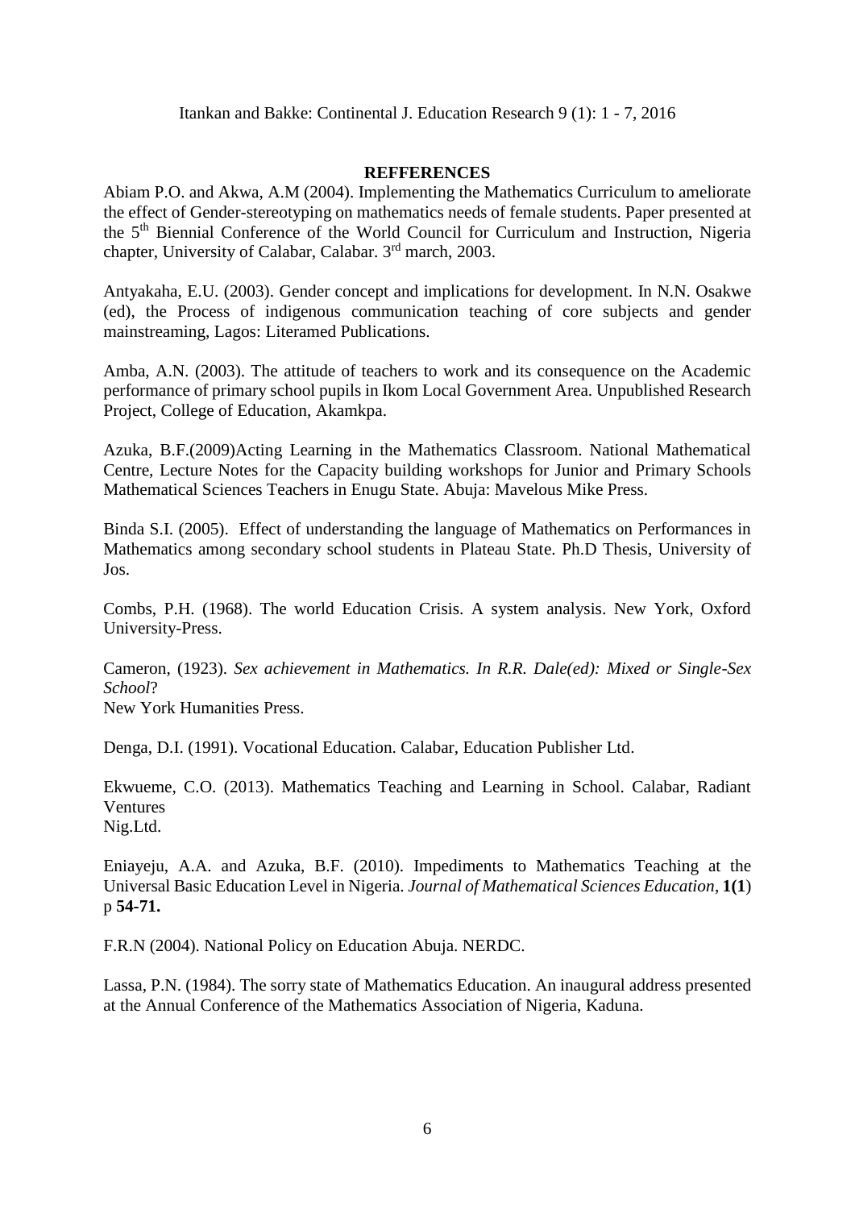## REFFERENCES

Abiam P.O. and Akwa, A.M (2004). Implementing the Mathematics Curriculum to ameliorate the effect of Gender-stereotyping on mathematics needs of female students. Paper presented at the 5th Biennial Conference of the World Council for Curriculum and Instruction, Nigeria chapter, University of Calabar, Calabar. 3rd march, 2003.

Antyakaha, E.U. (2003). Gender concept and implications for development. In N.N. Osakwe (ed), the Process of indigenous communication teaching of core subjects and gender mainstreaming, Lagos: Literamed Publications.

Amba, A.N. (2003). The attitude of teachers to work and its consequence on the Academic performance of primary school pupils in Ikom Local Government Area. Unpublished Research Project, College of Education, Akamkpa.

Azuka, B.F.(2009)Acting Learning in the Mathematics Classroom. National Mathematical Centre, Lecture Notes for the Capacity building workshops for Junior and Primary Schools Mathematical Sciences Teachers in Enugu State. Abuja: Mavelous Mike Press.

Binda S.I. (2005). Effect of understanding the language of Mathematics on Performances in Mathematics among secondary school students in Plateau State. Ph.D Thesis, University of Jos.

Combs, P.H. (1968). The world Education Crisis. A system analysis. New York, Oxford University-Press.

Cameron, (1923). *Sex achievement in Mathematics. In R.R. Dale(ed): Mixed or Single-Sex School*?
New York Humanities Press.

Denga, D.I. (1991). Vocational Education. Calabar, Education Publisher Ltd.

Ekwueme, C.O. (2013). Mathematics Teaching and Learning in School. Calabar, Radiant Ventures
Nig.Ltd.

Eniayeju, A.A. and Azuka, B.F. (2010). Impediments to Mathematics Teaching at the Universal Basic Education Level in Nigeria. *Journal of Mathematical Sciences Education*, **1(1**) p **54-71.**

F.R.N (2004). National Policy on Education Abuja. NERDC.

Lassa, P.N. (1984). The sorry state of Mathematics Education. An inaugural address presented at the Annual Conference of the Mathematics Association of Nigeria, Kaduna.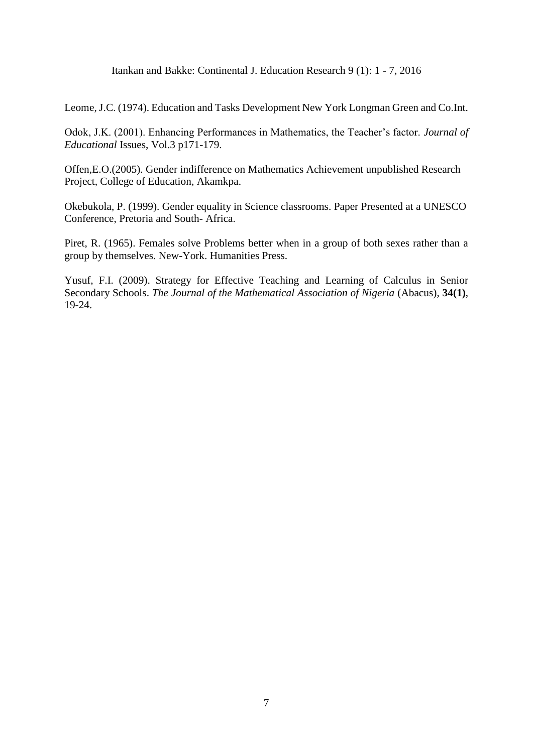Leome, J.C. (1974). Education and Tasks Development New York Longman Green and Co.Int.

Odok, J.K. (2001). Enhancing Performances in Mathematics, the Teacher's factor. *Journal of Educational* Issues, Vol.3 p171-179.

Offen,E.O.(2005). Gender indifference on Mathematics Achievement unpublished Research Project, College of Education, Akamkpa.

Okebukola, P. (1999). Gender equality in Science classrooms. Paper Presented at a UNESCO Conference, Pretoria and South- Africa.

Piret, R. (1965). Females solve Problems better when in a group of both sexes rather than a group by themselves. New-York. Humanities Press.

Yusuf, F.I. (2009). Strategy for Effective Teaching and Learning of Calculus in Senior Secondary Schools. *The Journal of the Mathematical Association of Nigeria* (Abacus), **34(1)**, 19-24.